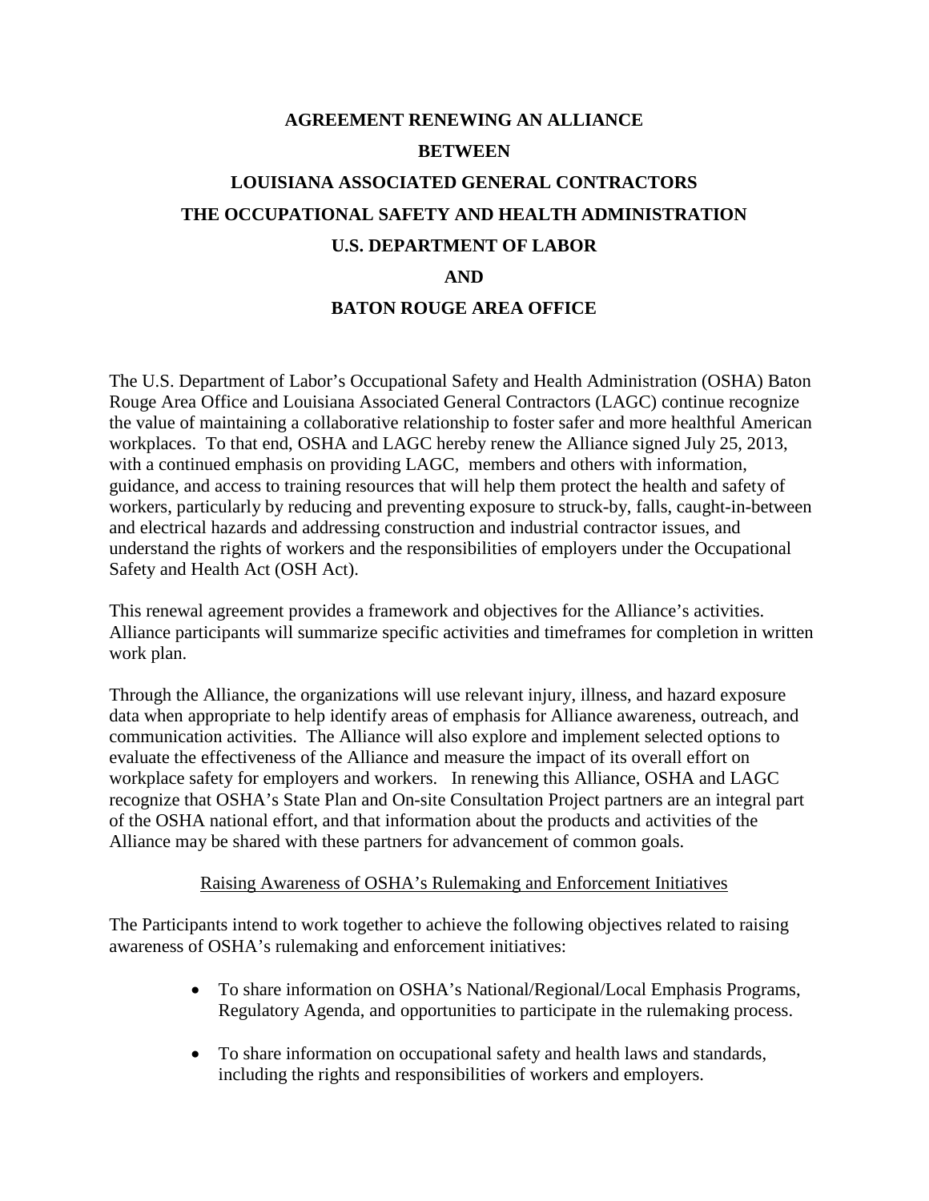# AGREEMENT RENEWING AN ALLIANCE

# BETWEEN

# LOUISIANA ASSOCIATED GENERAL CONTRACTORS

# THE OCCUPATIONAL SAFETY AND HEALTH ADMINISTRATION

# U.S. DEPARTMENT OF LABOR

# AND

# BATON ROUGE AREA OFFICE

The U.S. Department of Labor's Occupational Safety and Health Administration (OSHA) Baton Rouge Area Office and Louisiana Associated General Contractors (LAGC) continue recognize the value of maintaining a collaborative relationship to foster safer and more healthful American workplaces. To that end, OSHA and LAGC hereby renew the Alliance signed July 25, 2013, with a continued emphasis on providing LAGC, members and others with information, guidance, and access to training resources that will help them protect the health and safety of workers, particularly by reducing and preventing exposure to struck-by, falls, caught-in-between and electrical hazards and addressing construction and industrial contractor issues, and understand the rights of workers and the responsibilities of employers under the Occupational Safety and Health Act (OSH Act).

This renewal agreement provides a framework and objectives for the Alliance's activities. Alliance participants will summarize specific activities and timeframes for completion in written work plan.

Through the Alliance, the organizations will use relevant injury, illness, and hazard exposure data when appropriate to help identify areas of emphasis for Alliance awareness, outreach, and communication activities. The Alliance will also explore and implement selected options to evaluate the effectiveness of the Alliance and measure the impact of its overall effort on workplace safety for employers and workers. In renewing this Alliance, OSHA and LAGC recognize that OSHA's State Plan and On-site Consultation Project partners are an integral part of the OSHA national effort, and that information about the products and activities of the Alliance may be shared with these partners for advancement of common goals.

<u>Raising Awareness of OSHA's Rulemaking and Enforcement Initiatives</u>

The Participants intend to work together to achieve the following objectives related to raising awareness of OSHA's rulemaking and enforcement initiatives:

- To share information on OSHA's National/Regional/Local Emphasis Programs, Regulatory Agenda, and opportunities to participate in the rulemaking process.
- To share information on occupational safety and health laws and standards, including the rights and responsibilities of workers and employers.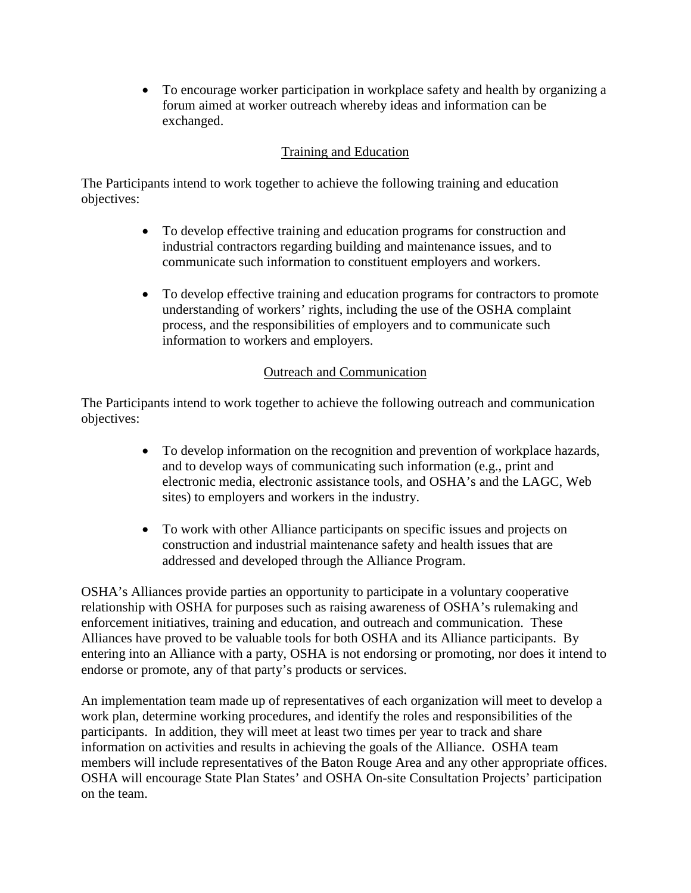- To encourage worker participation in workplace safety and health by organizing a forum aimed at worker outreach whereby ideas and information can be exchanged.

## Training and Education

The Participants intend to work together to achieve the following training and education objectives:

- To develop effective training and education programs for construction and industrial contractors regarding building and maintenance issues, and to communicate such information to constituent employers and workers.
- To develop effective training and education programs for contractors to promote understanding of workers' rights, including the use of the OSHA complaint process, and the responsibilities of employers and to communicate such information to workers and employers.

## Outreach and Communication

The Participants intend to work together to achieve the following outreach and communication objectives:

- To develop information on the recognition and prevention of workplace hazards, and to develop ways of communicating such information (e.g., print and electronic media, electronic assistance tools, and OSHA's and the LAGC, Web sites) to employers and workers in the industry.
- To work with other Alliance participants on specific issues and projects on construction and industrial maintenance safety and health issues that are addressed and developed through the Alliance Program.

OSHA's Alliances provide parties an opportunity to participate in a voluntary cooperative relationship with OSHA for purposes such as raising awareness of OSHA's rulemaking and enforcement initiatives, training and education, and outreach and communication. These Alliances have proved to be valuable tools for both OSHA and its Alliance participants. By entering into an Alliance with a party, OSHA is not endorsing or promoting, nor does it intend to endorse or promote, any of that party's products or services.

An implementation team made up of representatives of each organization will meet to develop a work plan, determine working procedures, and identify the roles and responsibilities of the participants. In addition, they will meet at least two times per year to track and share information on activities and results in achieving the goals of the Alliance. OSHA team members will include representatives of the Baton Rouge Area and any other appropriate offices. OSHA will encourage State Plan States' and OSHA On-site Consultation Projects' participation on the team.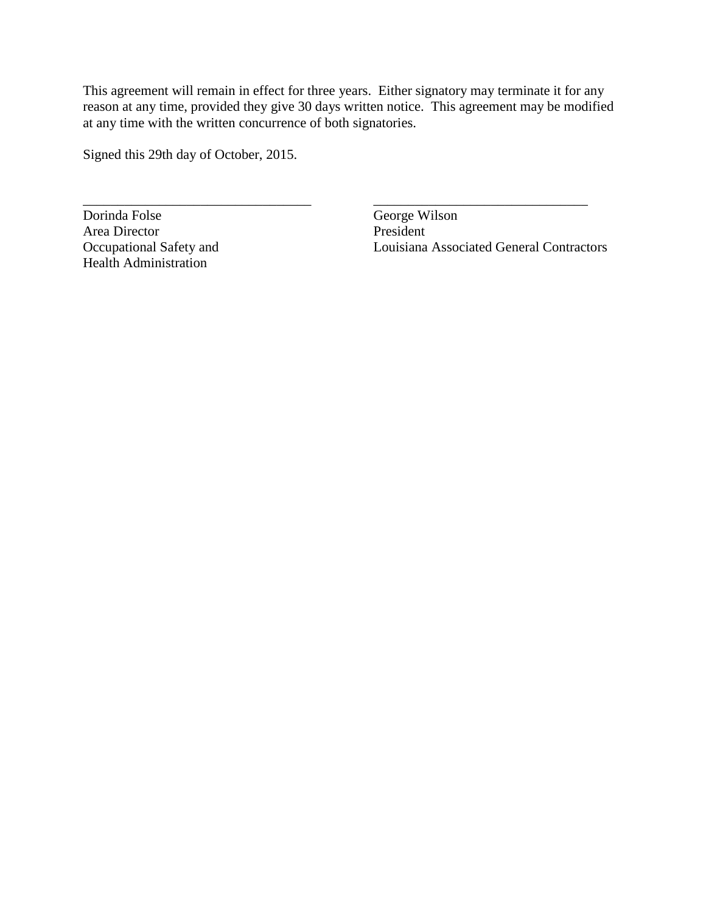This agreement will remain in effect for three years. Either signatory may terminate it for any reason at any time, provided they give 30 days written notice. This agreement may be modified at any time with the written concurrence of both signatories.

Signed this 29th day of October, 2015.

| | |
|---|---|
| ________________________________ | ________________________________ |
| Dorinda Folse | George Wilson |
| Area Director | President |
| Occupational Safety and | Louisiana Associated General Contractors |
| Health Administration | |